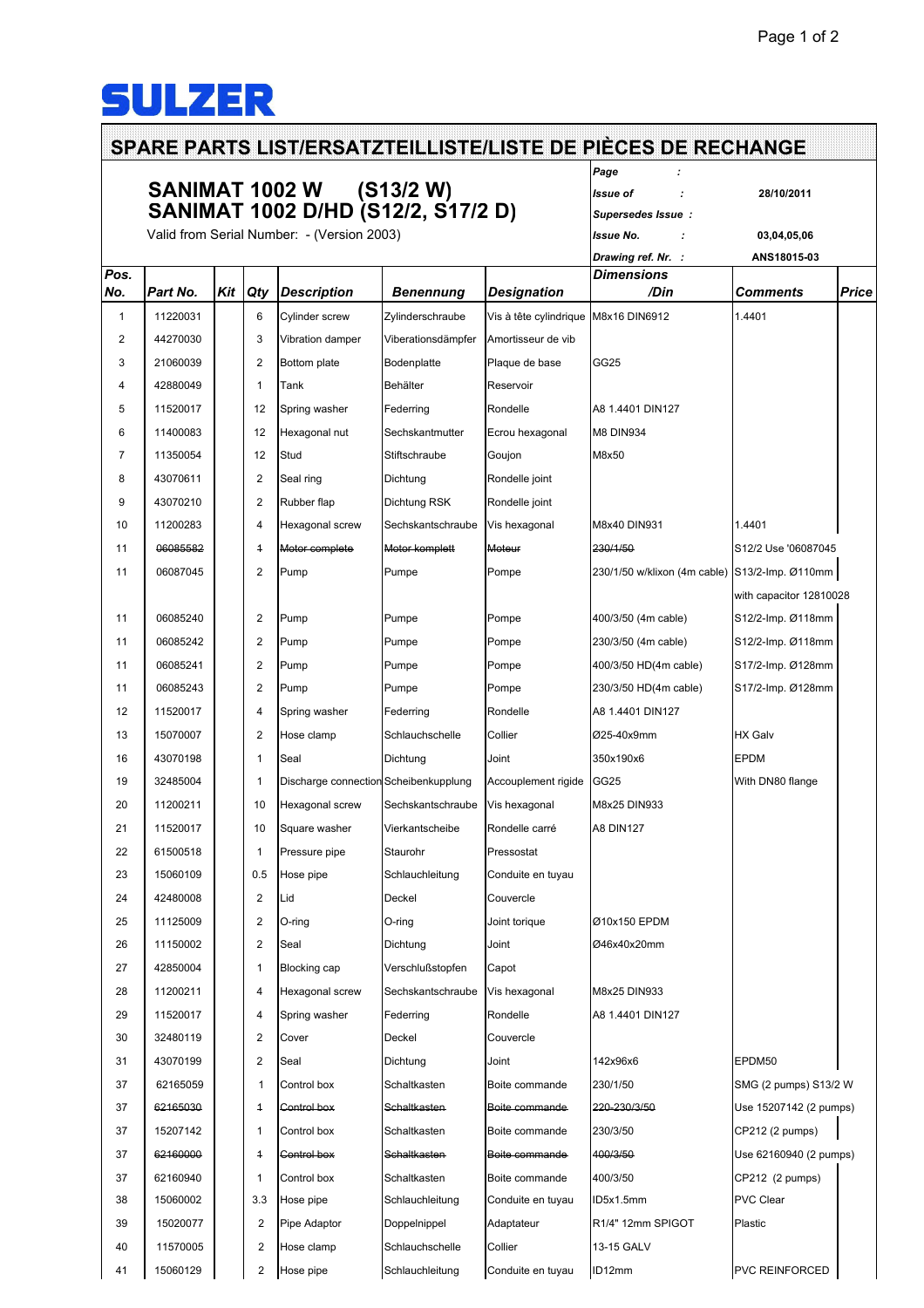SULZER

# SPARE PARTS LIST/ERSATZTEILLISTE/LISTE DE PIÈCES DE RECHANGE

## SANIMAT 1002 W (S13/2 W)
## SANIMAT 1002 D/HD (S12/2, S17/2 D)

Valid from Serial Number: - (Version 2003)

| | |
|---|---|
| Page : | |
| Issue of : | 28/10/2011 |
| Supersedes Issue : | |
| Issue No. : | 03,04,05,06 |
| Drawing ref. Nr. : | ANS18015-03 |

| Pos. No. | Part No. | Kit | Qty | Description | Benennung | Designation | Dimensions /Din | Comments | Price |
|---|---|---|---|---|---|---|---|---|---|
| 1 | 11220031 | | 6 | Cylinder screw | Zylinderschraube | Vis à tête cylindrique | M8x16 DIN6912 | 1.4401 | |
| 2 | 44270030 | | 3 | Vibration damper | Viberationsdämpfer | Amortisseur de vib | | | |
| 3 | 21060039 | | 2 | Bottom plate | Bodenplatte | Plaque de base | GG25 | | |
| 4 | 42880049 | | 1 | Tank | Behälter | Reservoir | | | |
| 5 | 11520017 | | 12 | Spring washer | Federring | Rondelle | A8 1.4401 DIN127 | | |
| 6 | 11400083 | | 12 | Hexagonal nut | Sechskantmutter | Ecrou hexagonal | M8 DIN934 | | |
| 7 | 11350054 | | 12 | Stud | Stiftschraube | Goujon | M8x50 | | |
| 8 | 43070611 | | 2 | Seal ring | Dichtung | Rondelle joint | | | |
| 9 | 43070210 | | 2 | Rubber flap | Dichtung RSK | Rondelle joint | | | |
| 10 | 11200283 | | 4 | Hexagonal screw | Sechskantschraube | Vis hexagonal | M8x40 DIN931 | 1.4401 | |
| 11 | ~~06085582~~ | | ~~1~~ | ~~Motor complete~~ | ~~Motor komplett~~ | ~~Moteur~~ | ~~230/1/50~~ | S12/2 Use '06087045 | |
| 11 | 06087045 | | 2 | Pump | Pumpe | Pompe | 230/1/50 w/klixon (4m cable) | S13/2-Imp. Ø110mm with capacitor 12810028 | |
| 11 | 06085240 | | 2 | Pump | Pumpe | Pompe | 400/3/50 (4m cable) | S12/2-Imp. Ø118mm | |
| 11 | 06085242 | | 2 | Pump | Pumpe | Pompe | 230/3/50 (4m cable) | S12/2-Imp. Ø118mm | |
| 11 | 06085241 | | 2 | Pump | Pumpe | Pompe | 400/3/50 HD(4m cable) | S17/2-Imp. Ø128mm | |
| 11 | 06085243 | | 2 | Pump | Pumpe | Pompe | 230/3/50 HD(4m cable) | S17/2-Imp. Ø128mm | |
| 12 | 11520017 | | 4 | Spring washer | Federring | Rondelle | A8 1.4401 DIN127 | | |
| 13 | 15070007 | | 2 | Hose clamp | Schlauchschelle | Collier | Ø25-40x9mm | HX Galv | |
| 16 | 43070198 | | 1 | Seal | Dichtung | Joint | 350x190x6 | EPDM | |
| 19 | 32485004 | | 1 | Discharge connection | Scheibenkupplung | Accouplement rigide | GG25 | With DN80 flange | |
| 20 | 11200211 | | 10 | Hexagonal screw | Sechskantschraube | Vis hexagonal | M8x25 DIN933 | | |
| 21 | 11520017 | | 10 | Square washer | Vierkantscheibe | Rondelle carré | A8 DIN127 | | |
| 22 | 61500518 | | 1 | Pressure pipe | Staurohr | Pressostat | | | |
| 23 | 15060109 | | 0.5 | Hose pipe | Schlauchleitung | Conduite en tuyau | | | |
| 24 | 42480008 | | 2 | Lid | Deckel | Couvercle | | | |
| 25 | 11125009 | | 2 | O-ring | O-ring | Joint torique | Ø10x150 EPDM | | |
| 26 | 11150002 | | 2 | Seal | Dichtung | Joint | Ø46x40x20mm | | |
| 27 | 42850004 | | 1 | Blocking cap | Verschlußstopfen | Capot | | | |
| 28 | 11200211 | | 4 | Hexagonal screw | Sechskantschraube | Vis hexagonal | M8x25 DIN933 | | |
| 29 | 11520017 | | 4 | Spring washer | Federring | Rondelle | A8 1.4401 DIN127 | | |
| 30 | 32480119 | | 2 | Cover | Deckel | Couvercle | | | |
| 31 | 43070199 | | 2 | Seal | Dichtung | Joint | 142x96x6 | EPDM50 | |
| 37 | 62165059 | | 1 | Control box | Schaltkasten | Boite commande | 230/1/50 | SMG (2 pumps) S13/2 W | |
| 37 | ~~62165030~~ | | ~~1~~ | ~~Control box~~ | ~~Schaltkasten~~ | ~~Boite commande~~ | ~~220-230/3/50~~ | Use 15207142 (2 pumps) | |
| 37 | 15207142 | | 1 | Control box | Schaltkasten | Boite commande | 230/3/50 | CP212 (2 pumps) | |
| 37 | ~~62160000~~ | | ~~1~~ | ~~Control box~~ | ~~Schaltkasten~~ | ~~Boite commande~~ | ~~400/3/50~~ | Use 62160940 (2 pumps) | |
| 37 | 62160940 | | 1 | Control box | Schaltkasten | Boite commande | 400/3/50 | CP212 (2 pumps) | |
| 38 | 15060002 | | 3.3 | Hose pipe | Schlauchleitung | Conduite en tuyau | ID5x1.5mm | PVC Clear | |
| 39 | 15020077 | | 2 | Pipe Adaptor | Doppelnippel | Adaptateur | R1/4" 12mm SPIGOT | Plastic | |
| 40 | 11570005 | | 2 | Hose clamp | Schlauchschelle | Collier | 13-15 GALV | | |
| 41 | 15060129 | | 2 | Hose pipe | Schlauchleitung | Conduite en tuyau | ID12mm | PVC REINFORCED | |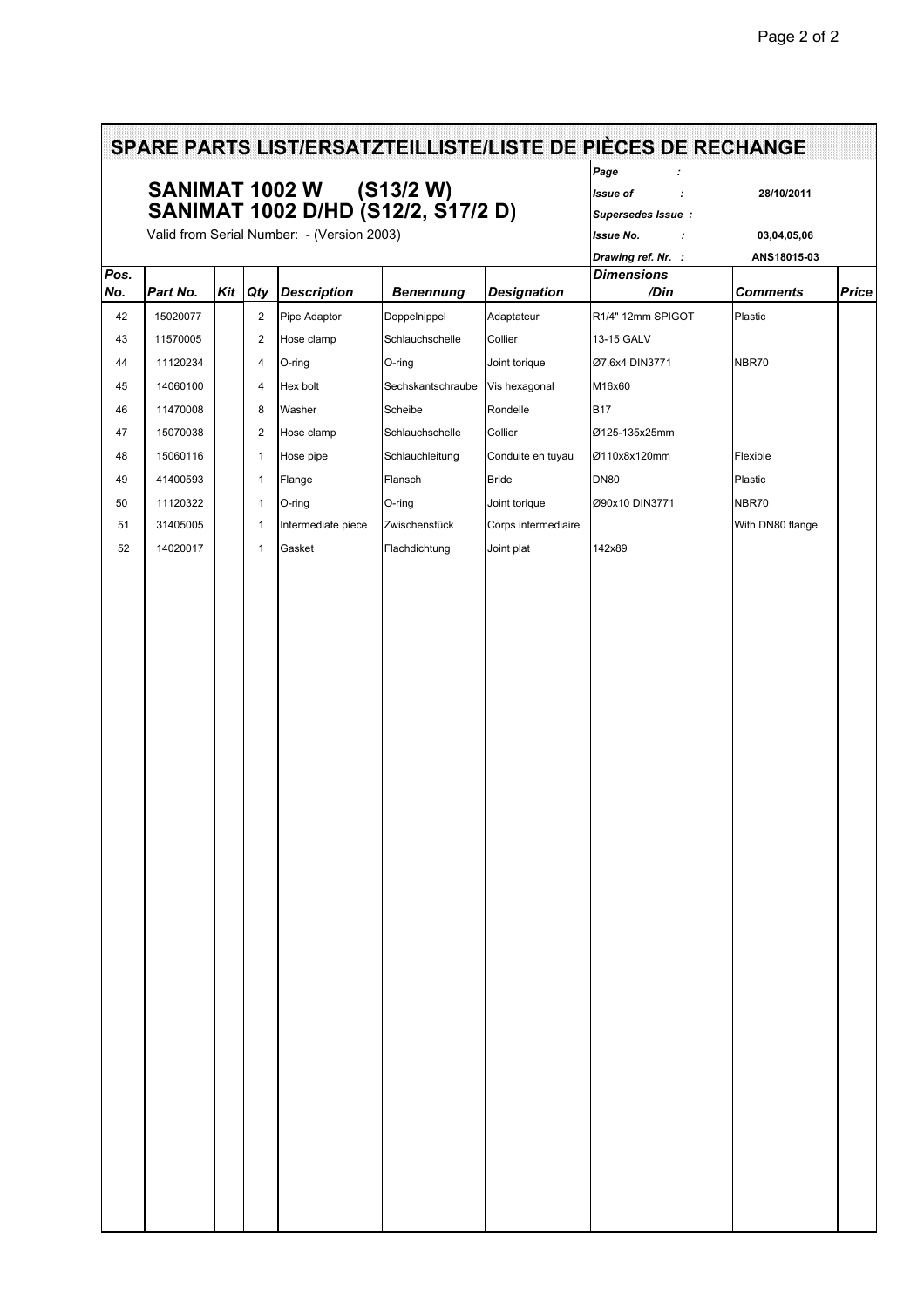# SPARE PARTS LIST/ERSATZTEILLISTE/LISTE DE PIÈCES DE RECHANGE

## SANIMAT 1002 W (S13/2 W)
## SANIMAT 1002 D/HD (S12/2, S17/2 D)

Valid from Serial Number: - (Version 2003)

| | |
|---|---|
| Page : | |
| Issue of : | 28/10/2011 |
| Supersedes Issue : | |
| Issue No. : | 03,04,05,06 |
| Drawing ref. Nr. : | ANS18015-03 |

| Pos. No. | Part No. | Kit | Qty | Description | Benennung | Designation | Dimensions /Din | Comments | Price |
|---|---|---|---|---|---|---|---|---|---|
| 42 | 15020077 | | 2 | Pipe Adaptor | Doppelnippel | Adaptateur | R1/4" 12mm SPIGOT | Plastic | |
| 43 | 11570005 | | 2 | Hose clamp | Schlauchschelle | Collier | 13-15 GALV | | |
| 44 | 11120234 | | 4 | O-ring | O-ring | Joint torique | Ø7.6x4 DIN3771 | NBR70 | |
| 45 | 14060100 | | 4 | Hex bolt | Sechskantschraube | Vis hexagonal | M16x60 | | |
| 46 | 11470008 | | 8 | Washer | Scheibe | Rondelle | B17 | | |
| 47 | 15070038 | | 2 | Hose clamp | Schlauchschelle | Collier | Ø125-135x25mm | | |
| 48 | 15060116 | | 1 | Hose pipe | Schlauchleitung | Conduite en tuyau | Ø110x8x120mm | Flexible | |
| 49 | 41400593 | | 1 | Flange | Flansch | Bride | DN80 | Plastic | |
| 50 | 11120322 | | 1 | O-ring | O-ring | Joint torique | Ø90x10 DIN3771 | NBR70 | |
| 51 | 31405005 | | 1 | Intermediate piece | Zwischenstück | Corps intermediaire | | With DN80 flange | |
| 52 | 14020017 | | 1 | Gasket | Flachdichtung | Joint plat | 142x89 | | |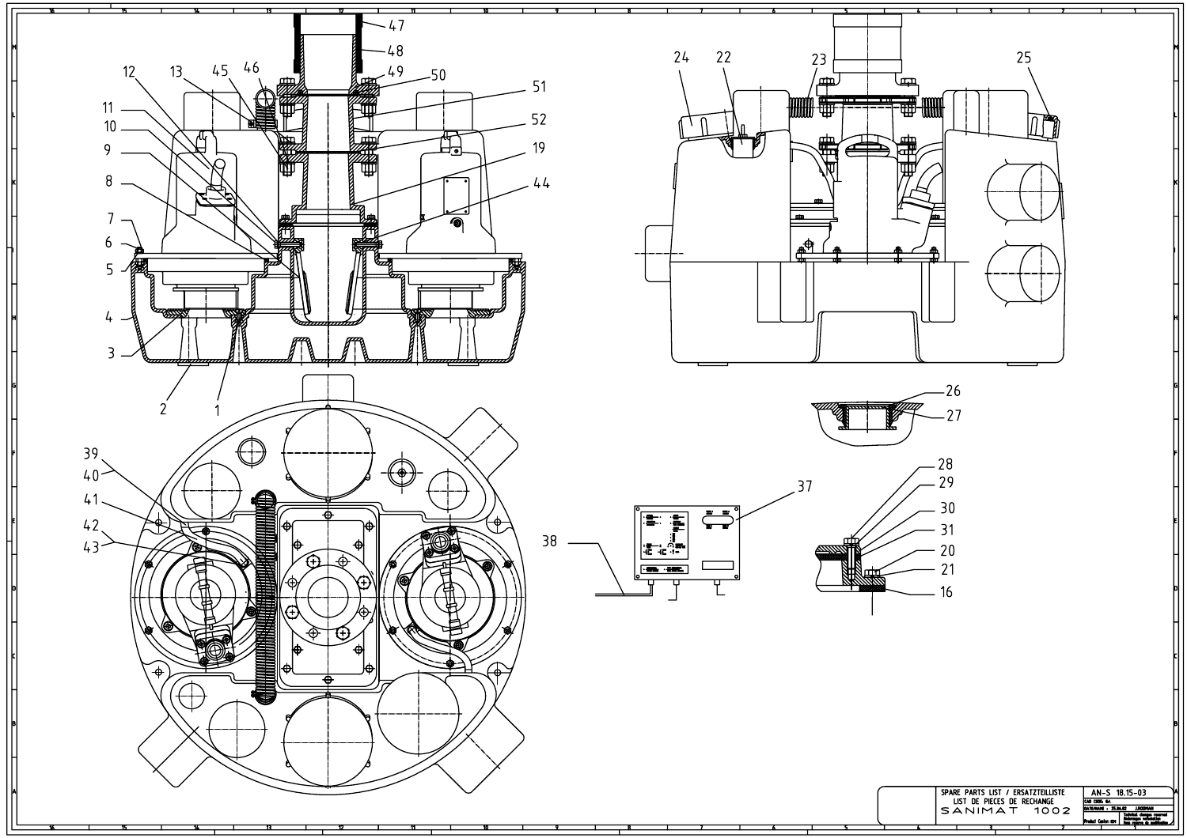SPARE PARTS LIST / ERSATZTEILLISTE
LIST DE PIECES DE RECHANGE
SANIMAT 1002

AN-S 18.15-03